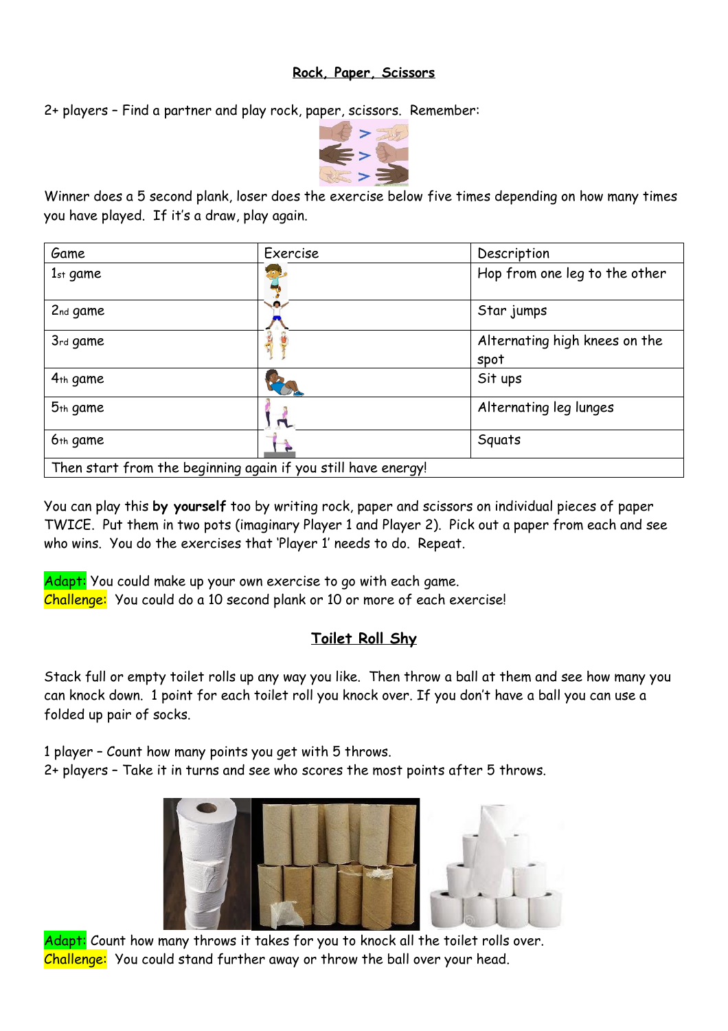**Rock, Paper, Scissors**

2+ players – Find a partner and play rock, paper, scissors. Remember:

Winner does a 5 second plank, loser does the exercise below five times depending on how many times you have played. If it's a draw, play again.

| Game | Exercise | Description |
|---|---|---|
| 1st game | | Hop from one leg to the other |
| 2nd game | | Star jumps |
| 3rd game | | Alternating high knees on the spot |
| 4th game | | Sit ups |
| 5th game | | Alternating leg lunges |
| 6th game | | Squats |
| Then start from the beginning again if you still have energy! | | |

You can play this **by yourself** too by writing rock, paper and scissors on individual pieces of paper TWICE. Put them in two pots (imaginary Player 1 and Player 2). Pick out a paper from each and see who wins. You do the exercises that 'Player 1' needs to do. Repeat.

Adapt: You could make up your own exercise to go with each game.
Challenge: You could do a 10 second plank or 10 or more of each exercise!

**Toilet Roll Shy**

Stack full or empty toilet rolls up any way you like. Then throw a ball at them and see how many you can knock down. 1 point for each toilet roll you knock over. If you don't have a ball you can use a folded up pair of socks.

1 player – Count how many points you get with 5 throws.
2+ players – Take it in turns and see who scores the most points after 5 throws.

Adapt: Count how many throws it takes for you to knock all the toilet rolls over.
Challenge: You could stand further away or throw the ball over your head.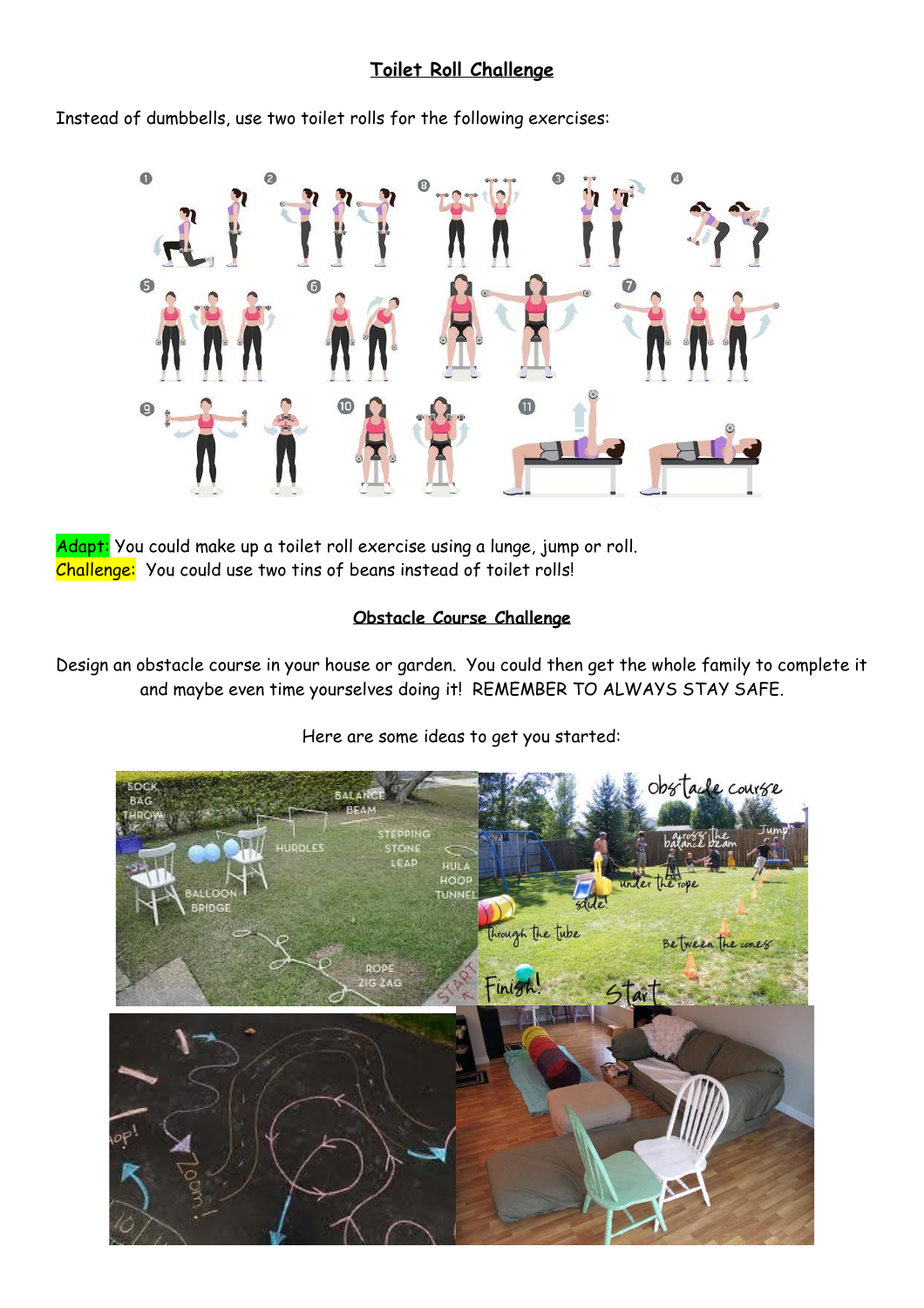## Toilet Roll Challenge

Instead of dumbbells, use two toilet rolls for the following exercises:

Adapt: You could make up a toilet roll exercise using a lunge, jump or roll.
Challenge: You could use two tins of beans instead of toilet rolls!

## Obstacle Course Challenge

Design an obstacle course in your house or garden. You could then get the whole family to complete it and maybe even time yourselves doing it! REMEMBER TO ALWAYS STAY SAFE.

Here are some ideas to get you started: